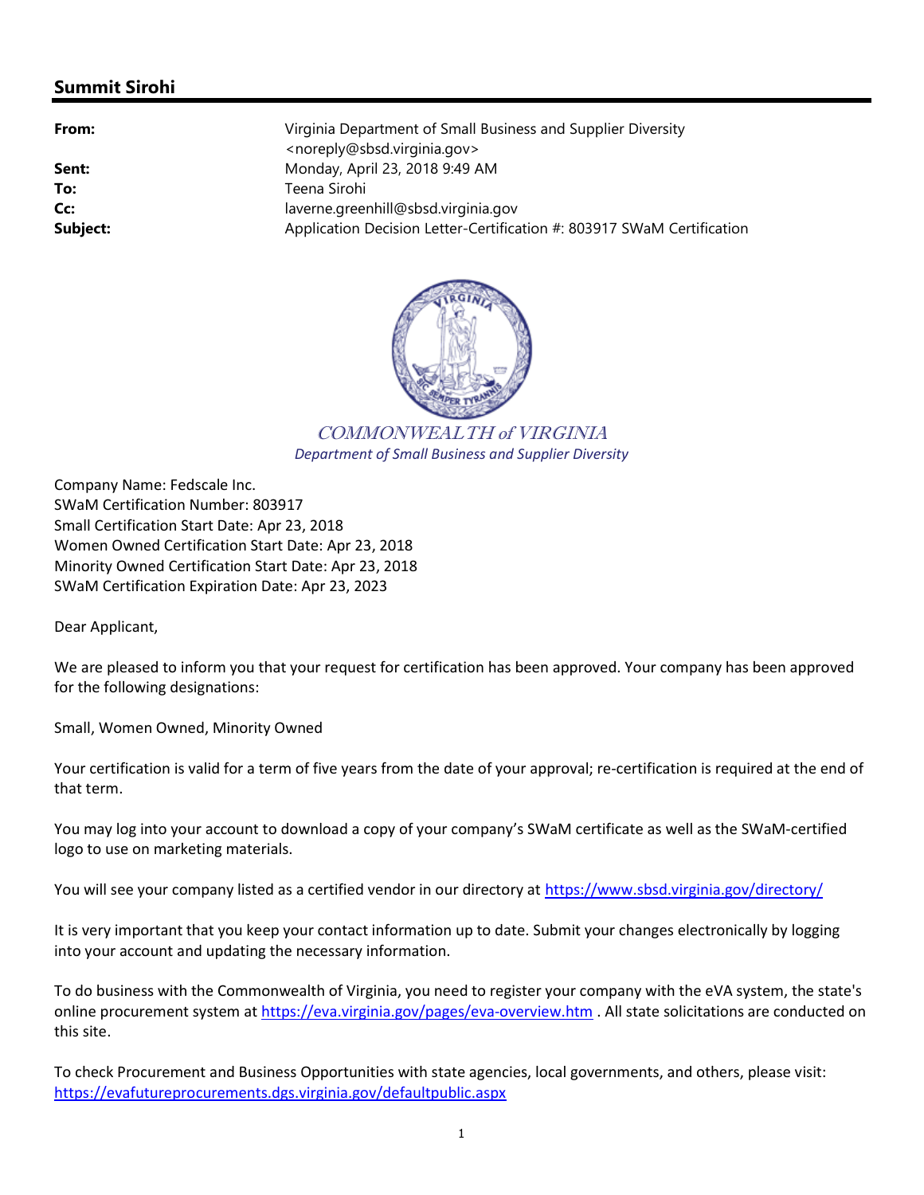## Summit Sirohi

| | |
|---|---|
| **From:** | Virginia Department of Small Business and Supplier Diversity <noreply@sbsd.virginia.gov> |
| **Sent:** | Monday, April 23, 2018 9:49 AM |
| **To:** | Teena Sirohi |
| **Cc:** | laverne.greenhill@sbsd.virginia.gov |
| **Subject:** | Application Decision Letter-Certification #: 803917 SWaM Certification |

*COMMONWEALTH of VIRGINIA*
*Department of Small Business and Supplier Diversity*

Company Name: Fedscale Inc.
SWaM Certification Number: 803917
Small Certification Start Date: Apr 23, 2018
Women Owned Certification Start Date: Apr 23, 2018
Minority Owned Certification Start Date: Apr 23, 2018
SWaM Certification Expiration Date: Apr 23, 2023

Dear Applicant,

We are pleased to inform you that your request for certification has been approved. Your company has been approved for the following designations:

Small, Women Owned, Minority Owned

Your certification is valid for a term of five years from the date of your approval; re-certification is required at the end of that term.

You may log into your account to download a copy of your company's SWaM certificate as well as the SWaM-certified logo to use on marketing materials.

You will see your company listed as a certified vendor in our directory at https://www.sbsd.virginia.gov/directory/

It is very important that you keep your contact information up to date. Submit your changes electronically by logging into your account and updating the necessary information.

To do business with the Commonwealth of Virginia, you need to register your company with the eVA system, the state's online procurement system at https://eva.virginia.gov/pages/eva-overview.htm . All state solicitations are conducted on this site.

To check Procurement and Business Opportunities with state agencies, local governments, and others, please visit: https://evafutureprocurements.dgs.virginia.gov/defaultpublic.aspx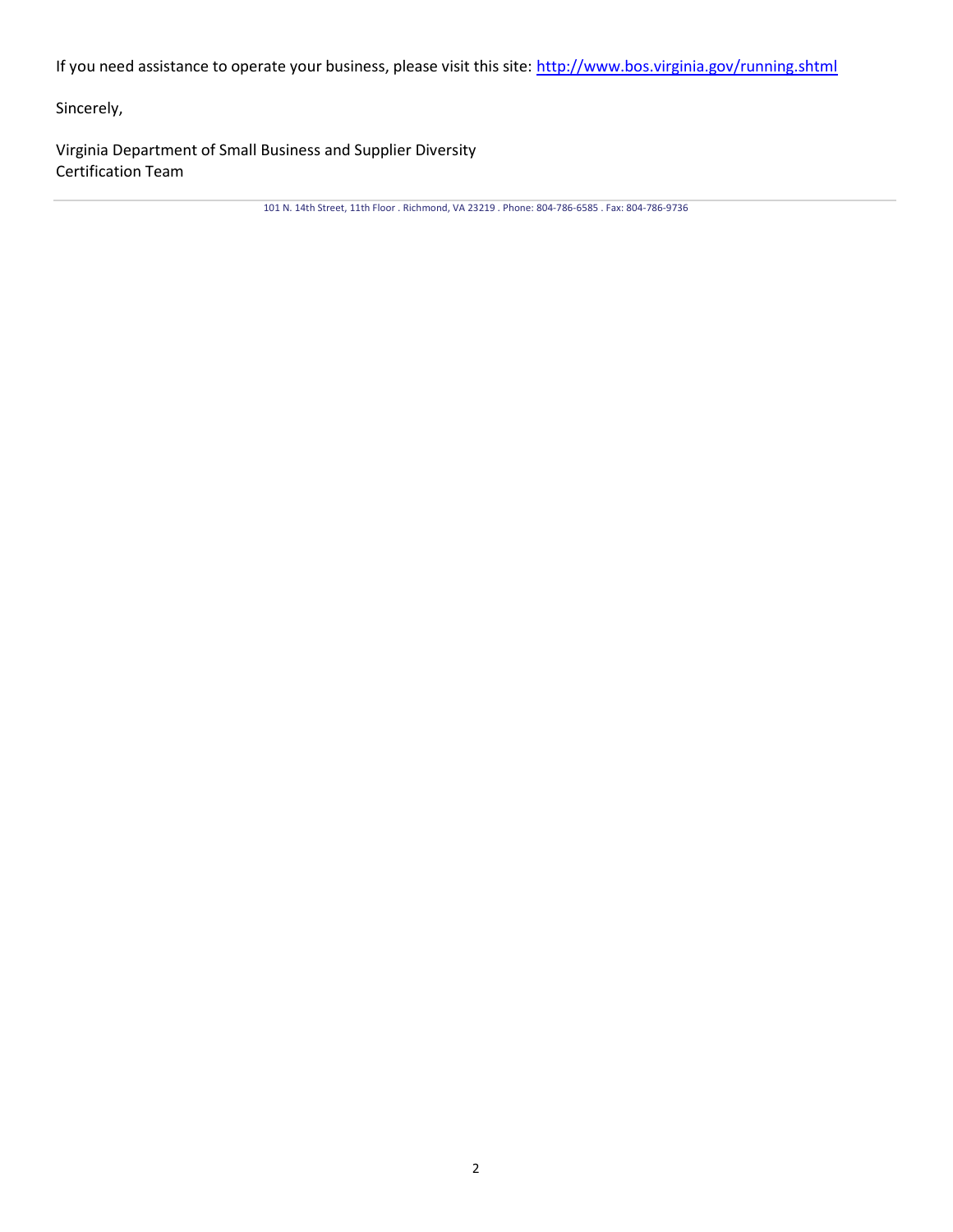If you need assistance to operate your business, please visit this site: [http://www.bos.virginia.gov/running.shtml](http://www.bos.virginia.gov/running.shtml)

Sincerely,

Virginia Department of Small Business and Supplier Diversity
Certification Team

101 N. 14th Street, 11th Floor . Richmond, VA 23219 . Phone: 804-786-6585 . Fax: 804-786-9736